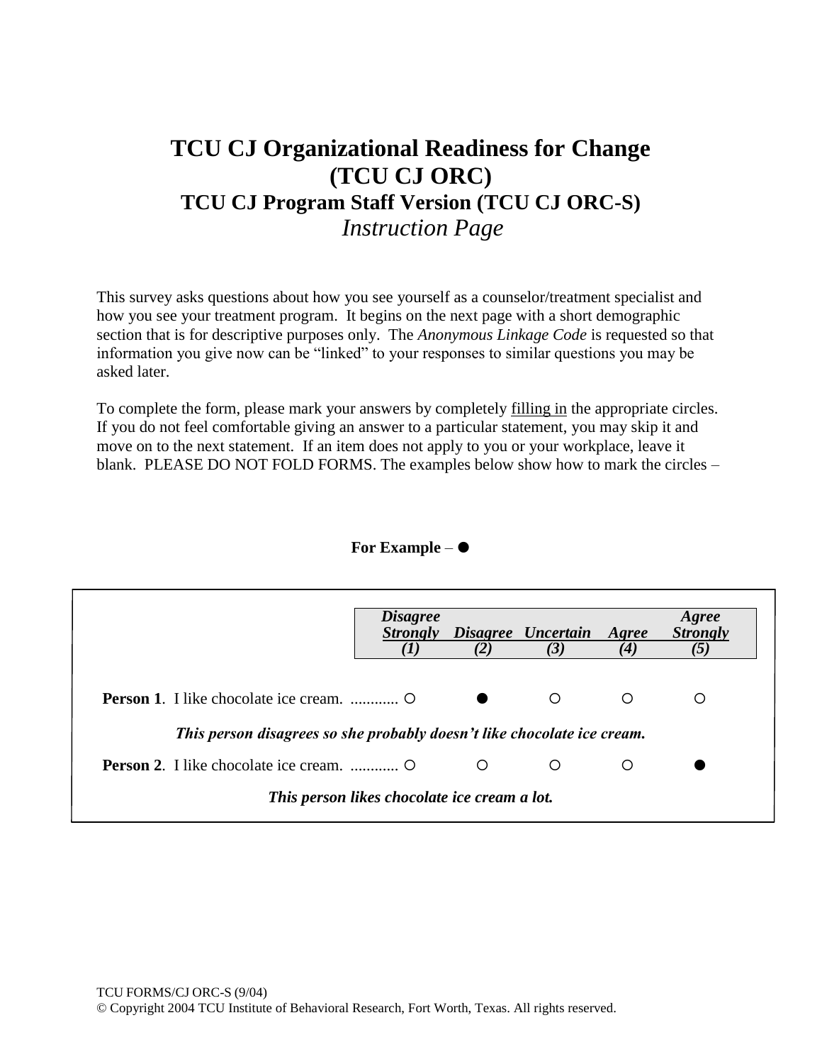# TCU CJ Organizational Readiness for Change (TCU CJ ORC)

## TCU CJ Program Staff Version (TCU CJ ORC-S)

*Instruction Page*

This survey asks questions about how you see yourself as a counselor/treatment specialist and how you see your treatment program. It begins on the next page with a short demographic section that is for descriptive purposes only. The *Anonymous Linkage Code* is requested so that information you give now can be "linked" to your responses to similar questions you may be asked later.

To complete the form, please mark your answers by completely filling in the appropriate circles. If you do not feel comfortable giving an answer to a particular statement, you may skip it and move on to the next statement. If an item does not apply to you or your workplace, leave it blank. PLEASE DO NOT FOLD FORMS. The examples below show how to mark the circles –

**For Example** – ●

| | *Disagree Strongly (1)* | *Disagree (2)* | *Uncertain (3)* | *Agree (4)* | *Agree Strongly (5)* |
|---|---|---|---|---|---|
| **Person 1**. I like chocolate ice cream. ............ | ○ | ● | ○ | ○ | ○ |
| ***This person disagrees so she probably doesn't like chocolate ice cream.*** | | | | | |
| **Person 2**. I like chocolate ice cream. ............ | ○ | ○ | ○ | ○ | ● |
| ***This person likes chocolate ice cream a lot.*** | | | | | |

TCU FORMS/CJ ORC-S (9/04)
© Copyright 2004 TCU Institute of Behavioral Research, Fort Worth, Texas. All rights reserved.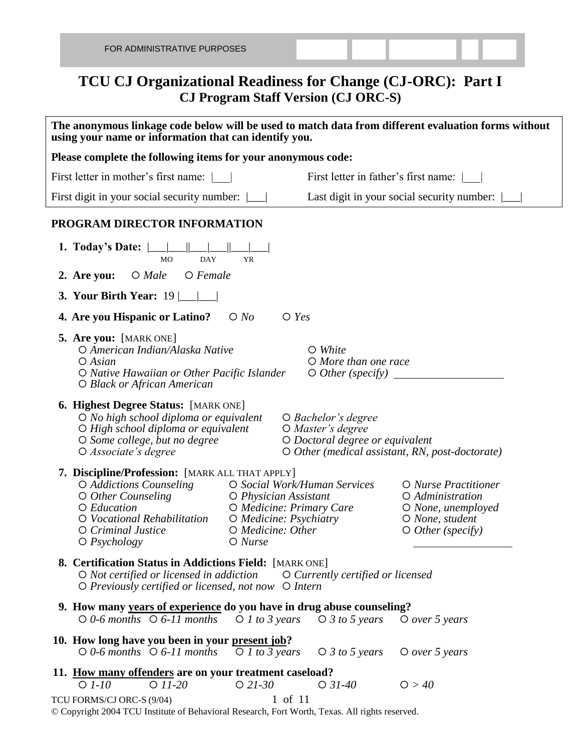FOR ADMINISTRATIVE PURPOSES

# TCU CJ Organizational Readiness for Change (CJ-ORC): Part I

## CJ Program Staff Version (CJ ORC-S)

**The anonymous linkage code below will be used to match data from different evaluation forms without using your name or information that can identify you.**

**Please complete the following items for your anonymous code:**

First letter in mother's first name: |___|

First letter in father's first name: |___|

First digit in your social security number: |___|

Last digit in your social security number: |___|

### PROGRAM DIRECTOR INFORMATION

**1. Today's Date:** |___|___||___|___||___|___|
MO DAY YR

**2. Are you:** ○ *Male* ○ *Female*

**3. Your Birth Year:** 19 |___|___|

**4. Are you Hispanic or Latino?** ○ *No* ○ *Yes*

**5. Are you:** [MARK ONE]

- ○ *American Indian/Alaska Native*
- ○ *Asian*
- ○ *Native Hawaiian or Other Pacific Islander*
- ○ *Black or African American*
- ○ *White*
- ○ *More than one race*
- ○ *Other (specify)* ____________________

**6. Highest Degree Status:** [MARK ONE]

- ○ *No high school diploma or equivalent*
- ○ *High school diploma or equivalent*
- ○ *Some college, but no degree*
- ○ *Associate's degree*
- ○ *Bachelor's degree*
- ○ *Master's degree*
- ○ *Doctoral degree or equivalent*
- ○ *Other (medical assistant, RN, post-doctorate)*

**7. Discipline/Profession:** [MARK ALL THAT APPLY]

- ○ *Addictions Counseling*
- ○ *Other Counseling*
- ○ *Education*
- ○ *Vocational Rehabilitation*
- ○ *Criminal Justice*
- ○ *Psychology*
- ○ *Social Work/Human Services*
- ○ *Physician Assistant*
- ○ *Medicine: Primary Care*
- ○ *Medicine: Psychiatry*
- ○ *Medicine: Other*
- ○ *Nurse*
- ○ *Nurse Practitioner*
- ○ *Administration*
- ○ *None, unemployed*
- ○ *None, student*
- ○ *Other (specify)* ____________________

**8. Certification Status in Addictions Field:** [MARK ONE]

- ○ *Not certified or licensed in addiction*
- ○ *Currently certified or licensed*
- ○ *Previously certified or licensed, not now*
- ○ *Intern*

**9. How many <u>years of experience</u> do you have in drug abuse counseling?**

○ *0-6 months* ○ *6-11 months* ○ *1 to 3 years* ○ *3 to 5 years* ○ *over 5 years*

**10. How long have you been in your <u>present job</u>?**

○ *0-6 months* ○ *6-11 months* ○ *1 to 3 years* ○ *3 to 5 years* ○ *over 5 years*

**11. <u>How many offenders</u> are on your treatment caseload?**

○ *1-10* ○ *11-20* ○ *21-30* ○ *31-40* ○ *> 40*

TCU FORMS/CJ ORC-S (9/04)

© Copyright 2004 TCU Institute of Behavioral Research, Fort Worth, Texas. All rights reserved.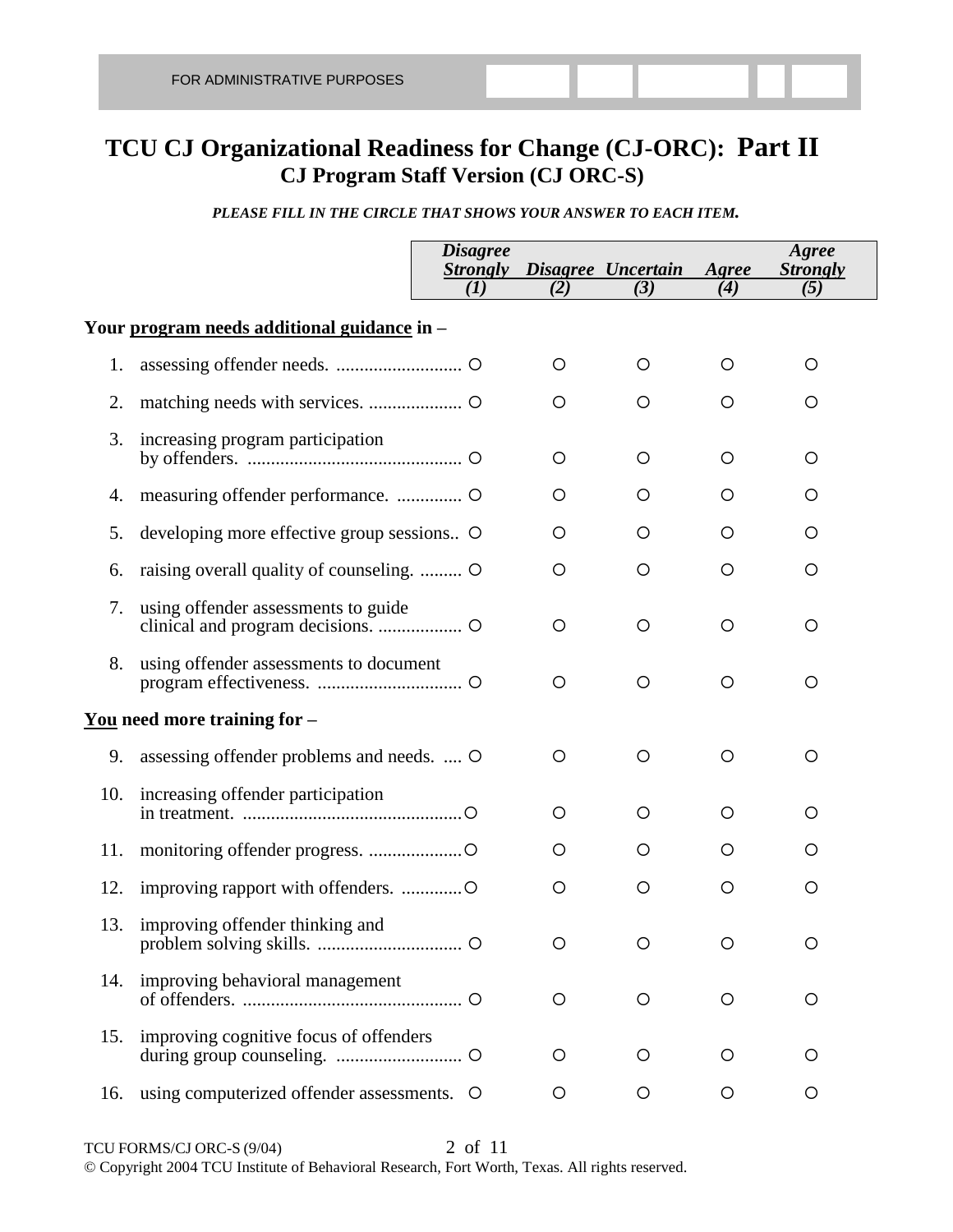FOR ADMINISTRATIVE PURPOSES

# TCU CJ Organizational Readiness for Change (CJ-ORC): Part II
## CJ Program Staff Version (CJ ORC-S)

***PLEASE FILL IN THE CIRCLE THAT SHOWS YOUR ANSWER TO EACH ITEM.***

| | *Disagree Strongly (1)* | *Disagree (2)* | *Uncertain (3)* | *Agree (4)* | *Agree Strongly (5)* |
|---|---|---|---|---|---|
| **Your program needs additional guidance in –** | | | | | |
| 1. assessing offender needs. | O | O | O | O | O |
| 2. matching needs with services. | O | O | O | O | O |
| 3. increasing program participation by offenders. | O | O | O | O | O |
| 4. measuring offender performance. | O | O | O | O | O |
| 5. developing more effective group sessions. | O | O | O | O | O |
| 6. raising overall quality of counseling. | O | O | O | O | O |
| 7. using offender assessments to guide clinical and program decisions. | O | O | O | O | O |
| 8. using offender assessments to document program effectiveness. | O | O | O | O | O |
| **You need more training for –** | | | | | |
| 9. assessing offender problems and needs. | O | O | O | O | O |
| 10. increasing offender participation in treatment. | O | O | O | O | O |
| 11. monitoring offender progress. | O | O | O | O | O |
| 12. improving rapport with offenders. | O | O | O | O | O |
| 13. improving offender thinking and problem solving skills. | O | O | O | O | O |
| 14. improving behavioral management of offenders. | O | O | O | O | O |
| 15. improving cognitive focus of offenders during group counseling. | O | O | O | O | O |
| 16. using computerized offender assessments. | O | O | O | O | O |

TCU FORMS/CJ ORC-S (9/04)

© Copyright 2004 TCU Institute of Behavioral Research, Fort Worth, Texas. All rights reserved.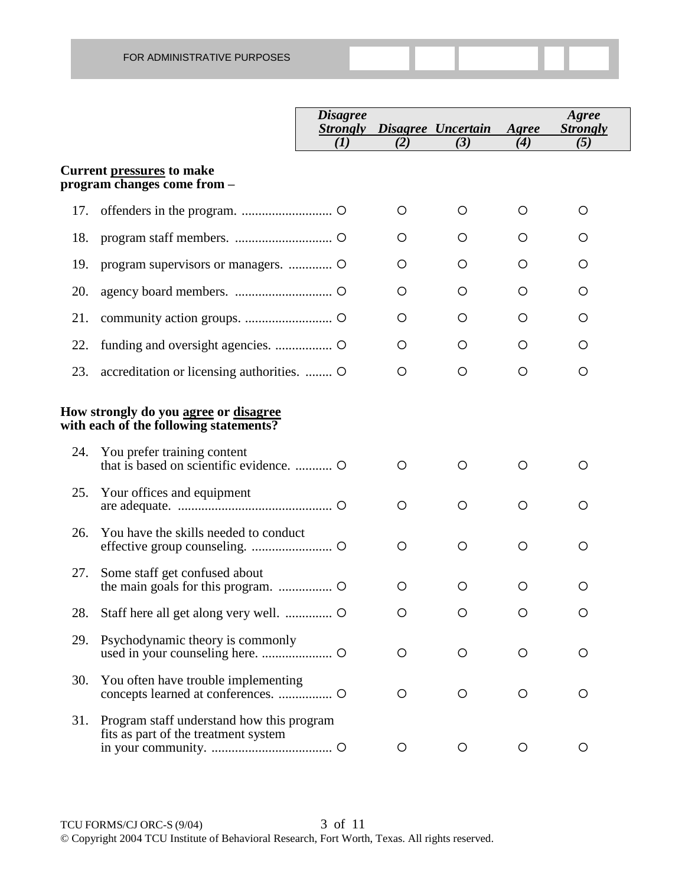FOR ADMINISTRATIVE PURPOSES

| | Disagree Strongly (1) | Disagree (2) | Uncertain (3) | Agree (4) | Agree Strongly (5) |
|---|---|---|---|---|---|
| **Current pressures to make program changes come from –** | | | | | |
| 17. offenders in the program. | ○ | ○ | ○ | ○ | ○ |
| 18. program staff members. | ○ | ○ | ○ | ○ | ○ |
| 19. program supervisors or managers. | ○ | ○ | ○ | ○ | ○ |
| 20. agency board members. | ○ | ○ | ○ | ○ | ○ |
| 21. community action groups. | ○ | ○ | ○ | ○ | ○ |
| 22. funding and oversight agencies. | ○ | ○ | ○ | ○ | ○ |
| 23. accreditation or licensing authorities. | ○ | ○ | ○ | ○ | ○ |
| **How strongly do you agree or disagree with each of the following statements?** | | | | | |
| 24. You prefer training content that is based on scientific evidence. | ○ | ○ | ○ | ○ | ○ |
| 25. Your offices and equipment are adequate. | ○ | ○ | ○ | ○ | ○ |
| 26. You have the skills needed to conduct effective group counseling. | ○ | ○ | ○ | ○ | ○ |
| 27. Some staff get confused about the main goals for this program. | ○ | ○ | ○ | ○ | ○ |
| 28. Staff here all get along very well. | ○ | ○ | ○ | ○ | ○ |
| 29. Psychodynamic theory is commonly used in your counseling here. | ○ | ○ | ○ | ○ | ○ |
| 30. You often have trouble implementing concepts learned at conferences. | ○ | ○ | ○ | ○ | ○ |
| 31. Program staff understand how this program fits as part of the treatment system in your community. | ○ | ○ | ○ | ○ | ○ |

TCU FORMS/CJ ORC-S (9/04)
© Copyright 2004 TCU Institute of Behavioral Research, Fort Worth, Texas. All rights reserved.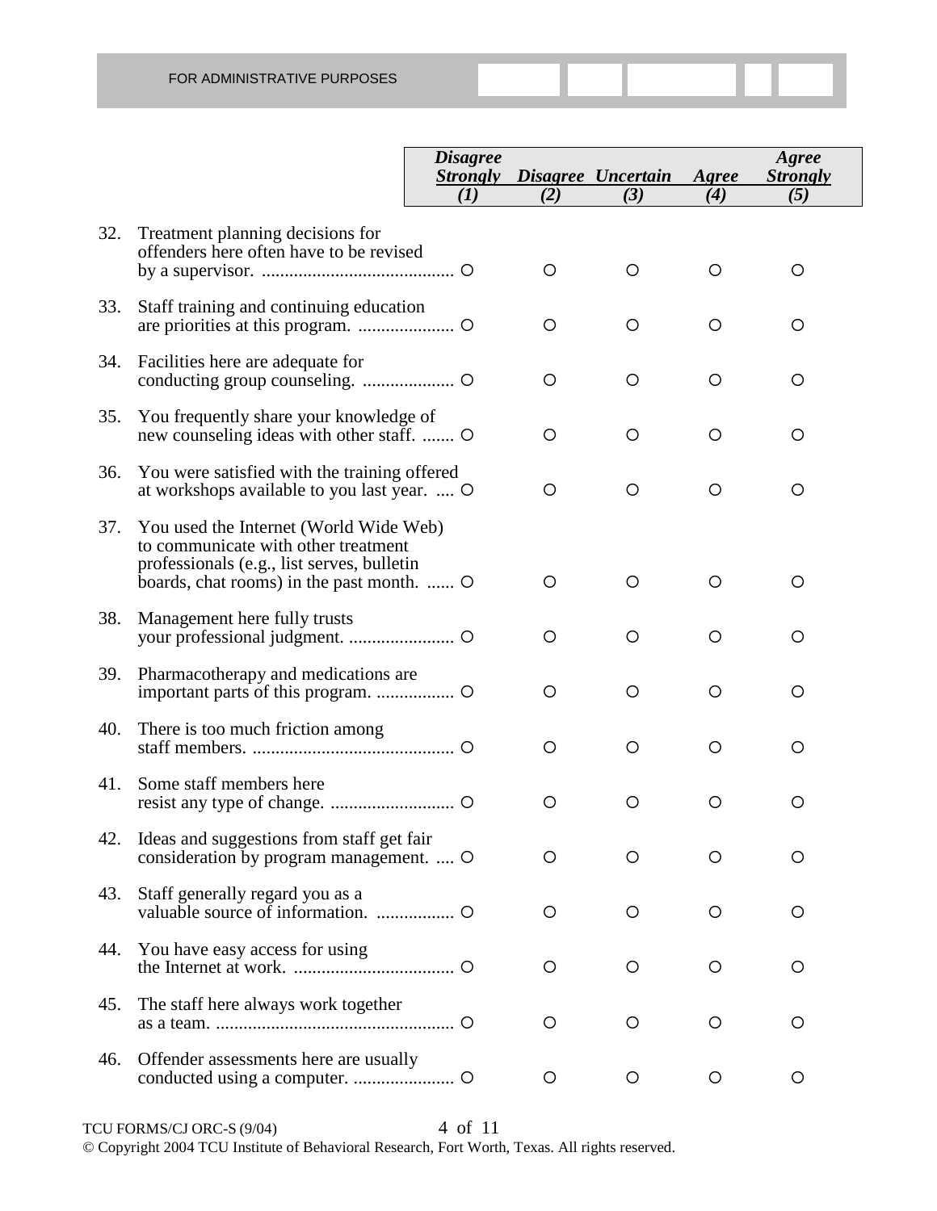FOR ADMINISTRATIVE PURPOSES

| | *Disagree Strongly (1)* | *Disagree (2)* | *Uncertain (3)* | *Agree (4)* | *Agree Strongly (5)* |
|---|---|---|---|---|---|
| 32. Treatment planning decisions for offenders here often have to be revised by a supervisor. | ○ | ○ | ○ | ○ | ○ |
| 33. Staff training and continuing education are priorities at this program. | ○ | ○ | ○ | ○ | ○ |
| 34. Facilities here are adequate for conducting group counseling. | ○ | ○ | ○ | ○ | ○ |
| 35. You frequently share your knowledge of new counseling ideas with other staff. | ○ | ○ | ○ | ○ | ○ |
| 36. You were satisfied with the training offered at workshops available to you last year. | ○ | ○ | ○ | ○ | ○ |
| 37. You used the Internet (World Wide Web) to communicate with other treatment professionals (e.g., list serves, bulletin boards, chat rooms) in the past month. | ○ | ○ | ○ | ○ | ○ |
| 38. Management here fully trusts your professional judgment. | ○ | ○ | ○ | ○ | ○ |
| 39. Pharmacotherapy and medications are important parts of this program. | ○ | ○ | ○ | ○ | ○ |
| 40. There is too much friction among staff members. | ○ | ○ | ○ | ○ | ○ |
| 41. Some staff members here resist any type of change. | ○ | ○ | ○ | ○ | ○ |
| 42. Ideas and suggestions from staff get fair consideration by program management. | ○ | ○ | ○ | ○ | ○ |
| 43. Staff generally regard you as a valuable source of information. | ○ | ○ | ○ | ○ | ○ |
| 44. You have easy access for using the Internet at work. | ○ | ○ | ○ | ○ | ○ |
| 45. The staff here always work together as a team. | ○ | ○ | ○ | ○ | ○ |
| 46. Offender assessments here are usually conducted using a computer. | ○ | ○ | ○ | ○ | ○ |

TCU FORMS/CJ ORC-S (9/04)

© Copyright 2004 TCU Institute of Behavioral Research, Fort Worth, Texas. All rights reserved.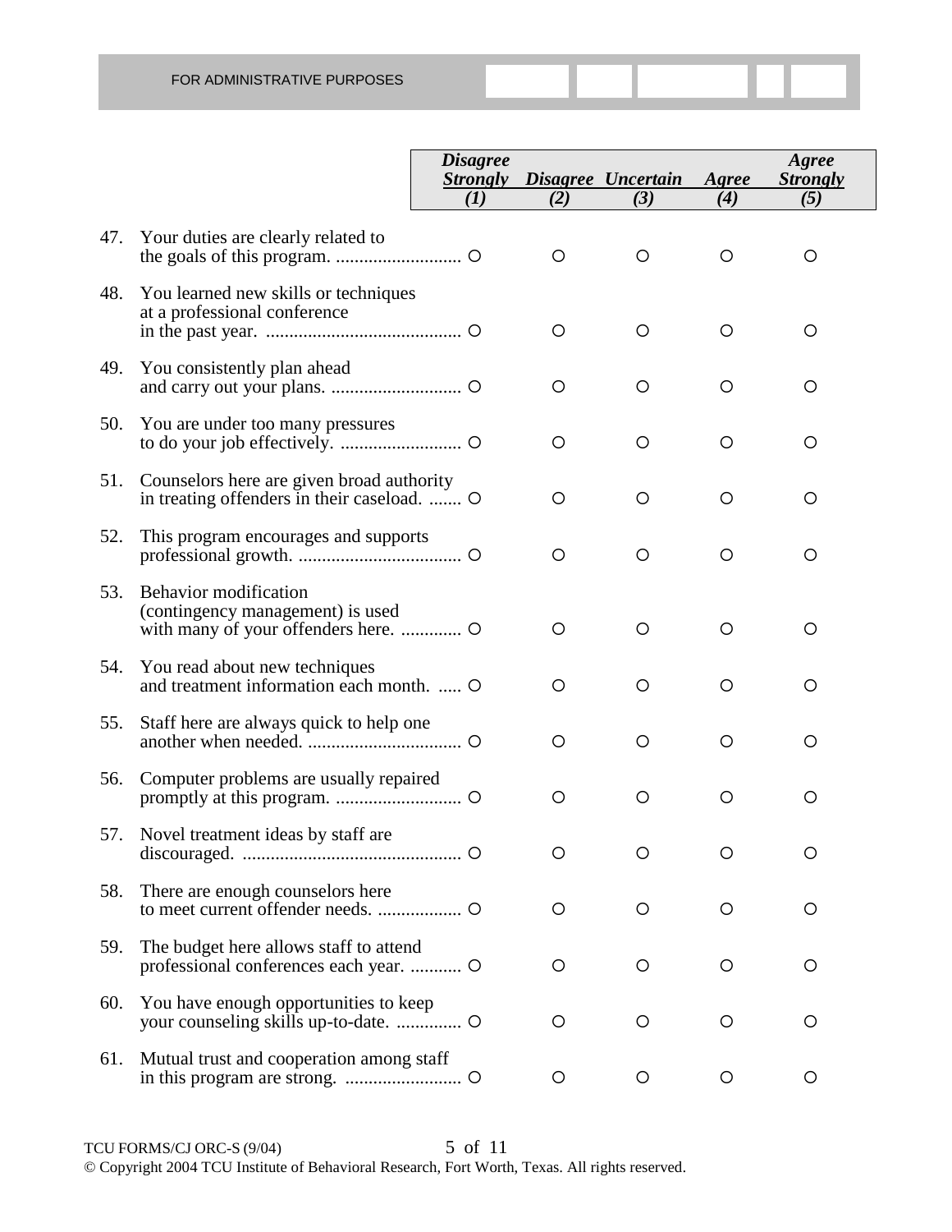FOR ADMINISTRATIVE PURPOSES

| | Disagree Strongly (1) | Disagree (2) | Uncertain (3) | Agree (4) | Agree Strongly (5) |
|---|---|---|---|---|---|
| 47. Your duties are clearly related to the goals of this program. | O | O | O | O | O |
| 48. You learned new skills or techniques at a professional conference in the past year. | O | O | O | O | O |
| 49. You consistently plan ahead and carry out your plans. | O | O | O | O | O |
| 50. You are under too many pressures to do your job effectively. | O | O | O | O | O |
| 51. Counselors here are given broad authority in treating offenders in their caseload. | O | O | O | O | O |
| 52. This program encourages and supports professional growth. | O | O | O | O | O |
| 53. Behavior modification (contingency management) is used with many of your offenders here. | O | O | O | O | O |
| 54. You read about new techniques and treatment information each month. | O | O | O | O | O |
| 55. Staff here are always quick to help one another when needed. | O | O | O | O | O |
| 56. Computer problems are usually repaired promptly at this program. | O | O | O | O | O |
| 57. Novel treatment ideas by staff are discouraged. | O | O | O | O | O |
| 58. There are enough counselors here to meet current offender needs. | O | O | O | O | O |
| 59. The budget here allows staff to attend professional conferences each year. | O | O | O | O | O |
| 60. You have enough opportunities to keep your counseling skills up-to-date. | O | O | O | O | O |
| 61. Mutual trust and cooperation among staff in this program are strong. | O | O | O | O | O |

TCU FORMS/CJ ORC-S (9/04)

© Copyright 2004 TCU Institute of Behavioral Research, Fort Worth, Texas. All rights reserved.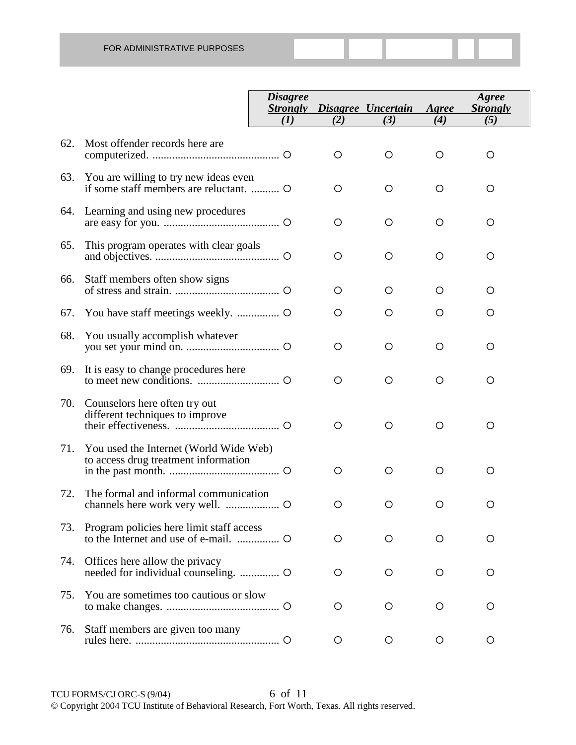FOR ADMINISTRATIVE PURPOSES

| | | *Disagree Strongly (1)* | *Disagree (2)* | *Uncertain (3)* | *Agree (4)* | *Agree Strongly (5)* |
|---|---|---|---|---|---|---|
| 62. | Most offender records here are computerized. | ○ | ○ | ○ | ○ | ○ |
| 63. | You are willing to try new ideas even if some staff members are reluctant. | ○ | ○ | ○ | ○ | ○ |
| 64. | Learning and using new procedures are easy for you. | ○ | ○ | ○ | ○ | ○ |
| 65. | This program operates with clear goals and objectives. | ○ | ○ | ○ | ○ | ○ |
| 66. | Staff members often show signs of stress and strain. | ○ | ○ | ○ | ○ | ○ |
| 67. | You have staff meetings weekly. | ○ | ○ | ○ | ○ | ○ |
| 68. | You usually accomplish whatever you set your mind on. | ○ | ○ | ○ | ○ | ○ |
| 69. | It is easy to change procedures here to meet new conditions. | ○ | ○ | ○ | ○ | ○ |
| 70. | Counselors here often try out different techniques to improve their effectiveness. | ○ | ○ | ○ | ○ | ○ |
| 71. | You used the Internet (World Wide Web) to access drug treatment information in the past month. | ○ | ○ | ○ | ○ | ○ |
| 72. | The formal and informal communication channels here work very well. | ○ | ○ | ○ | ○ | ○ |
| 73. | Program policies here limit staff access to the Internet and use of e-mail. | ○ | ○ | ○ | ○ | ○ |
| 74. | Offices here allow the privacy needed for individual counseling. | ○ | ○ | ○ | ○ | ○ |
| 75. | You are sometimes too cautious or slow to make changes. | ○ | ○ | ○ | ○ | ○ |
| 76. | Staff members are given too many rules here. | ○ | ○ | ○ | ○ | ○ |

TCU FORMS/CJ ORC-S (9/04)

© Copyright 2004 TCU Institute of Behavioral Research, Fort Worth, Texas. All rights reserved.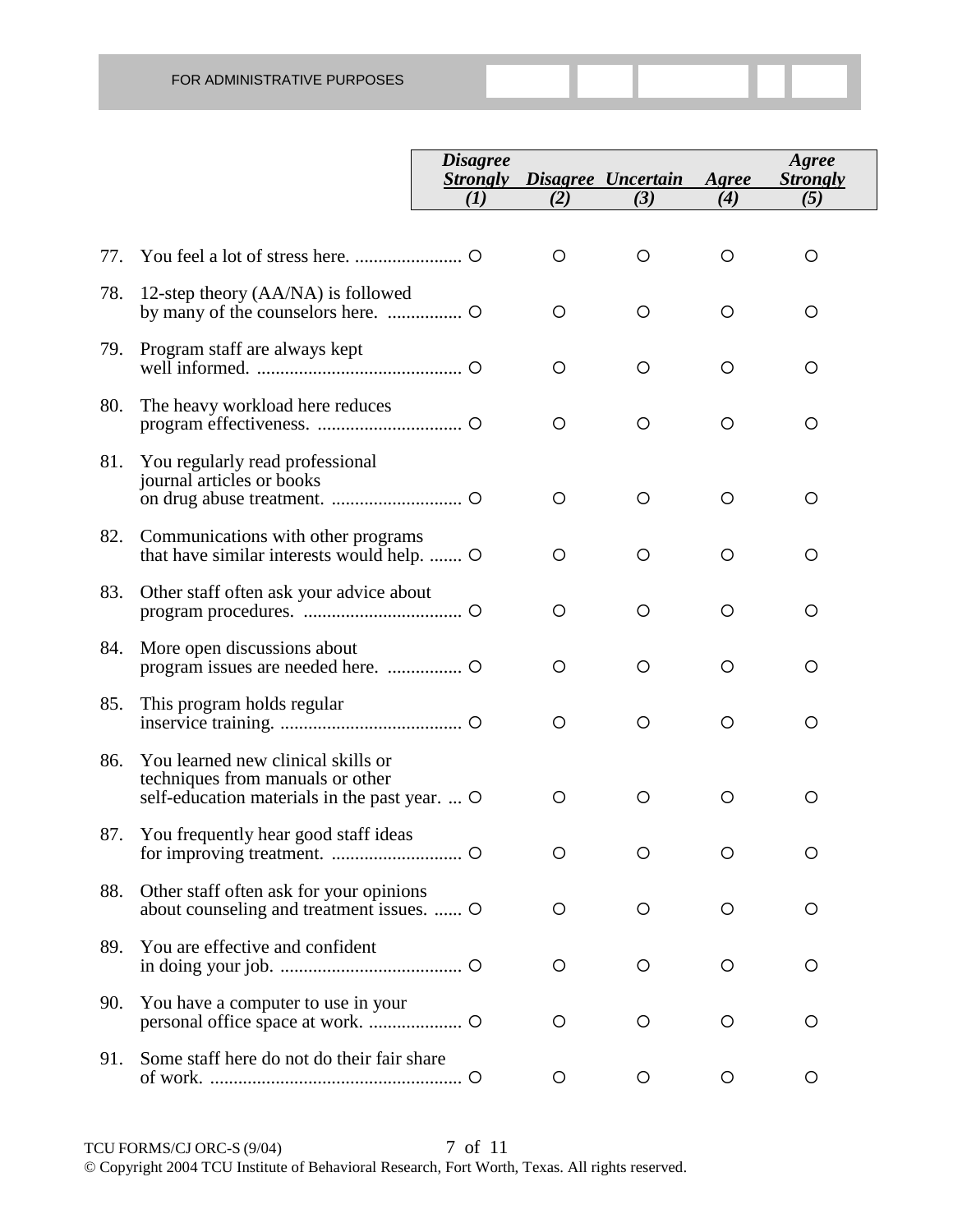FOR ADMINISTRATIVE PURPOSES

| | | *Disagree Strongly* *(1)* | *Disagree* *(2)* | *Uncertain* *(3)* | *Agree* *(4)* | *Agree Strongly* *(5)* |
|---|---|---|---|---|---|---|
| 77. | You feel a lot of stress here. | ○ | ○ | ○ | ○ | ○ |
| 78. | 12-step theory (AA/NA) is followed by many of the counselors here. | ○ | ○ | ○ | ○ | ○ |
| 79. | Program staff are always kept well informed. | ○ | ○ | ○ | ○ | ○ |
| 80. | The heavy workload here reduces program effectiveness. | ○ | ○ | ○ | ○ | ○ |
| 81. | You regularly read professional journal articles or books on drug abuse treatment. | ○ | ○ | ○ | ○ | ○ |
| 82. | Communications with other programs that have similar interests would help. | ○ | ○ | ○ | ○ | ○ |
| 83. | Other staff often ask your advice about program procedures. | ○ | ○ | ○ | ○ | ○ |
| 84. | More open discussions about program issues are needed here. | ○ | ○ | ○ | ○ | ○ |
| 85. | This program holds regular inservice training. | ○ | ○ | ○ | ○ | ○ |
| 86. | You learned new clinical skills or techniques from manuals or other self-education materials in the past year. | ○ | ○ | ○ | ○ | ○ |
| 87. | You frequently hear good staff ideas for improving treatment. | ○ | ○ | ○ | ○ | ○ |
| 88. | Other staff often ask for your opinions about counseling and treatment issues. | ○ | ○ | ○ | ○ | ○ |
| 89. | You are effective and confident in doing your job. | ○ | ○ | ○ | ○ | ○ |
| 90. | You have a computer to use in your personal office space at work. | ○ | ○ | ○ | ○ | ○ |
| 91. | Some staff here do not do their fair share of work. | ○ | ○ | ○ | ○ | ○ |

TCU FORMS/CJ ORC-S (9/04)

© Copyright 2004 TCU Institute of Behavioral Research, Fort Worth, Texas. All rights reserved.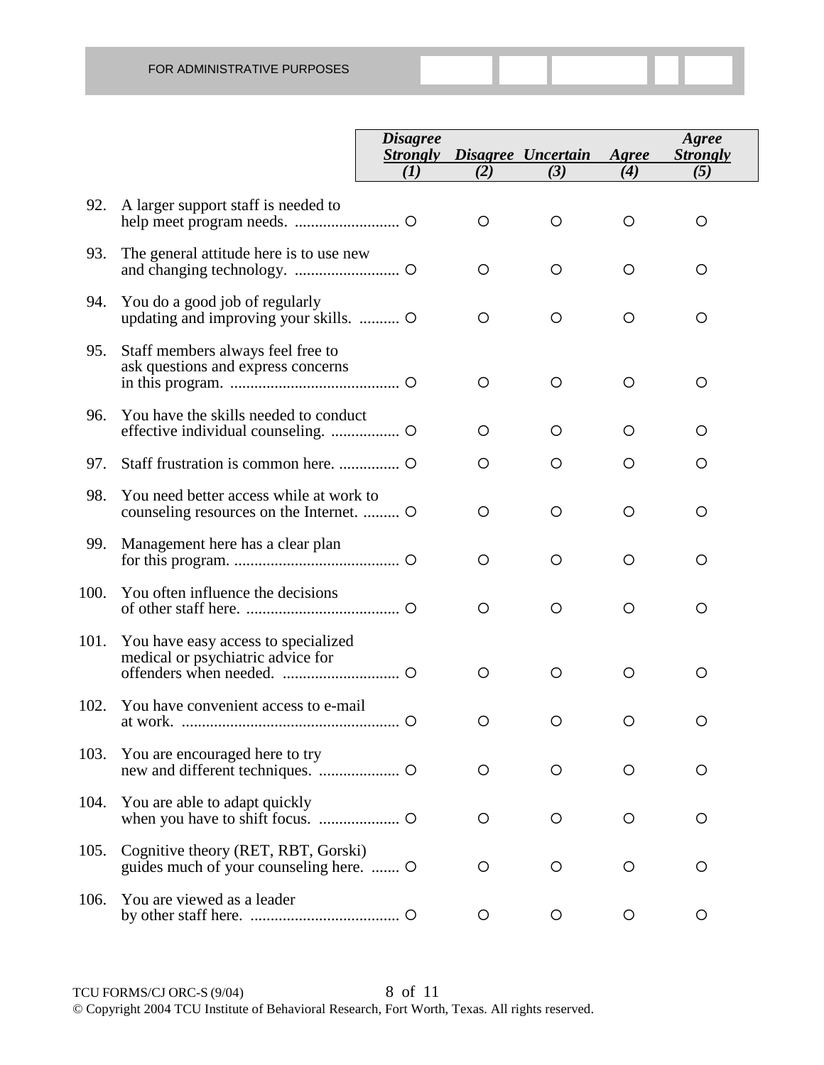FOR ADMINISTRATIVE PURPOSES

| | | *Disagree Strongly (1)* | *Disagree (2)* | *Uncertain (3)* | *Agree (4)* | *Agree Strongly (5)* |
|---|---|---|---|---|---|---|
| 92. | A larger support staff is needed to help meet program needs. | ○ | ○ | ○ | ○ | ○ |
| 93. | The general attitude here is to use new and changing technology. | ○ | ○ | ○ | ○ | ○ |
| 94. | You do a good job of regularly updating and improving your skills. | ○ | ○ | ○ | ○ | ○ |
| 95. | Staff members always feel free to ask questions and express concerns in this program. | ○ | ○ | ○ | ○ | ○ |
| 96. | You have the skills needed to conduct effective individual counseling. | ○ | ○ | ○ | ○ | ○ |
| 97. | Staff frustration is common here. | ○ | ○ | ○ | ○ | ○ |
| 98. | You need better access while at work to counseling resources on the Internet. | ○ | ○ | ○ | ○ | ○ |
| 99. | Management here has a clear plan for this program. | ○ | ○ | ○ | ○ | ○ |
| 100. | You often influence the decisions of other staff here. | ○ | ○ | ○ | ○ | ○ |
| 101. | You have easy access to specialized medical or psychiatric advice for offenders when needed. | ○ | ○ | ○ | ○ | ○ |
| 102. | You have convenient access to e-mail at work. | ○ | ○ | ○ | ○ | ○ |
| 103. | You are encouraged here to try new and different techniques. | ○ | ○ | ○ | ○ | ○ |
| 104. | You are able to adapt quickly when you have to shift focus. | ○ | ○ | ○ | ○ | ○ |
| 105. | Cognitive theory (RET, RBT, Gorski) guides much of your counseling here. | ○ | ○ | ○ | ○ | ○ |
| 106. | You are viewed as a leader by other staff here. | ○ | ○ | ○ | ○ | ○ |

TCU FORMS/CJ ORC-S (9/04)
© Copyright 2004 TCU Institute of Behavioral Research, Fort Worth, Texas. All rights reserved.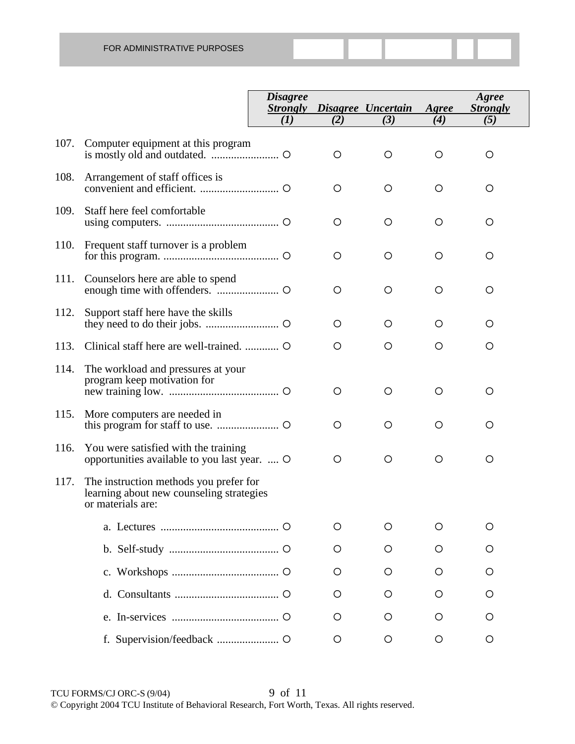FOR ADMINISTRATIVE PURPOSES

| | | *Disagree Strongly* (1) | *Disagree* (2) | *Uncertain* (3) | *Agree* (4) | *Agree Strongly* (5) |
|---|---|---|---|---|---|---|
| 107. | Computer equipment at this program is mostly old and outdated. | O | O | O | O | O |
| 108. | Arrangement of staff offices is convenient and efficient. | O | O | O | O | O |
| 109. | Staff here feel comfortable using computers. | O | O | O | O | O |
| 110. | Frequent staff turnover is a problem for this program. | O | O | O | O | O |
| 111. | Counselors here are able to spend enough time with offenders. | O | O | O | O | O |
| 112. | Support staff here have the skills they need to do their jobs. | O | O | O | O | O |
| 113. | Clinical staff here are well-trained. | O | O | O | O | O |
| 114. | The workload and pressures at your program keep motivation for new training low. | O | O | O | O | O |
| 115. | More computers are needed in this program for staff to use. | O | O | O | O | O |
| 116. | You were satisfied with the training opportunities available to you last year. | O | O | O | O | O |
| 117. | The instruction methods you prefer for learning about new counseling strategies or materials are: | | | | | |
| | a. Lectures | O | O | O | O | O |
| | b. Self-study | O | O | O | O | O |
| | c. Workshops | O | O | O | O | O |
| | d. Consultants | O | O | O | O | O |
| | e. In-services | O | O | O | O | O |
| | f. Supervision/feedback | O | O | O | O | O |

TCU FORMS/CJ ORC-S (9/04)

© Copyright 2004 TCU Institute of Behavioral Research, Fort Worth, Texas. All rights reserved.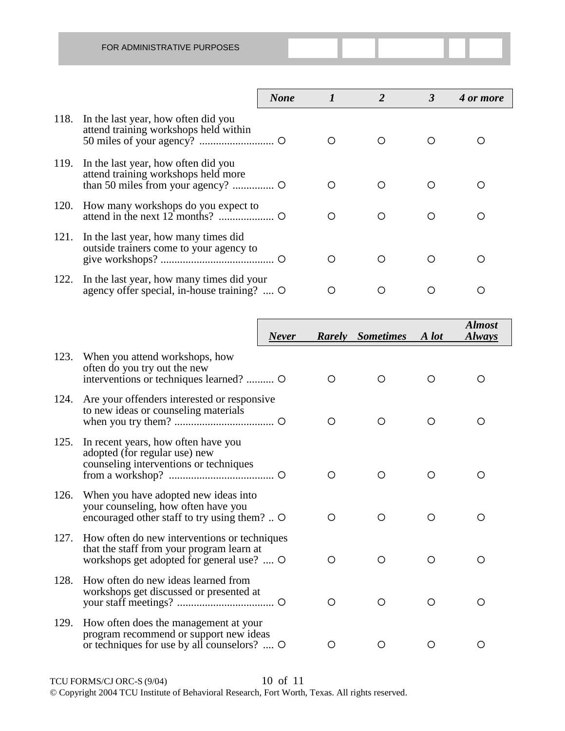FOR ADMINISTRATIVE PURPOSES

| | | *None* | *1* | *2* | *3* | *4 or more* |
|---|---|---|---|---|---|---|
| 118. | In the last year, how often did you attend training workshops held within 50 miles of your agency? | O | O | O | O | O |
| 119. | In the last year, how often did you attend training workshops held more than 50 miles from your agency? | O | O | O | O | O |
| 120. | How many workshops do you expect to attend in the next 12 months? | O | O | O | O | O |
| 121. | In the last year, how many times did outside trainers come to your agency to give workshops? | O | O | O | O | O |
| 122. | In the last year, how many times did your agency offer special, in-house training? | O | O | O | O | O |

| | | *Never* | *Rarely* | *Sometimes* | *A lot* | *Almost Always* |
|---|---|---|---|---|---|---|
| 123. | When you attend workshops, how often do you try out the new interventions or techniques learned? | O | O | O | O | O |
| 124. | Are your offenders interested or responsive to new ideas or counseling materials when you try them? | O | O | O | O | O |
| 125. | In recent years, how often have you adopted (for regular use) new counseling interventions or techniques from a workshop? | O | O | O | O | O |
| 126. | When you have adopted new ideas into your counseling, how often have you encouraged other staff to try using them? | O | O | O | O | O |
| 127. | How often do new interventions or techniques that the staff from your program learn at workshops get adopted for general use? | O | O | O | O | O |
| 128. | How often do new ideas learned from workshops get discussed or presented at your staff meetings? | O | O | O | O | O |
| 129. | How often does the management at your program recommend or support new ideas or techniques for use by all counselors? | O | O | O | O | O |

TCU FORMS/CJ ORC-S (9/04)

© Copyright 2004 TCU Institute of Behavioral Research, Fort Worth, Texas. All rights reserved.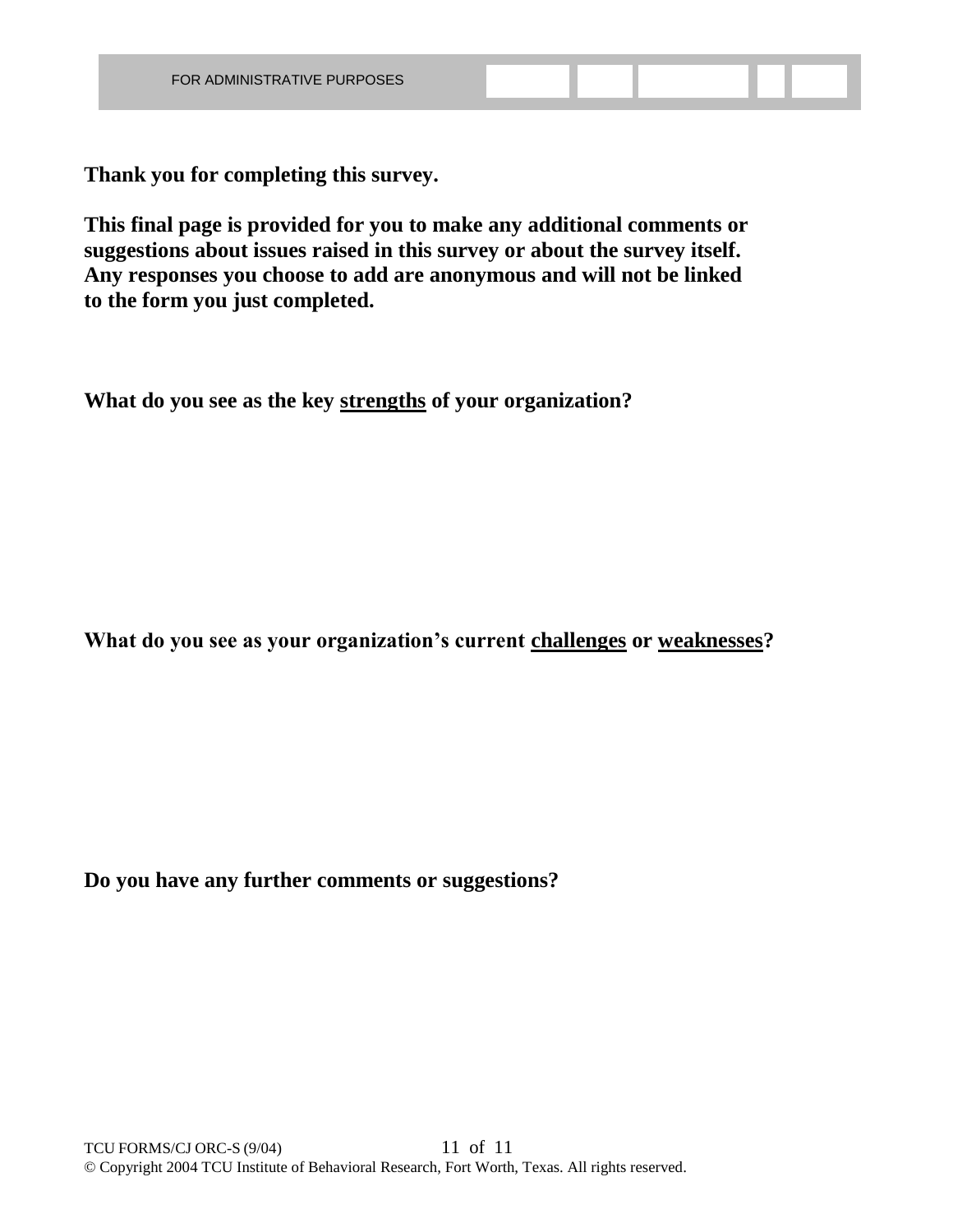FOR ADMINISTRATIVE PURPOSES

**Thank you for completing this survey.**

**This final page is provided for you to make any additional comments or suggestions about issues raised in this survey or about the survey itself. Any responses you choose to add are anonymous and will not be linked to the form you just completed.**

**What do you see as the key <u>strengths</u> of your organization?**

**What do you see as your organization's current <u>challenges</u> or <u>weaknesses</u>?**

**Do you have any further comments or suggestions?**

TCU FORMS/CJ ORC-S (9/04)

© Copyright 2004 TCU Institute of Behavioral Research, Fort Worth, Texas. All rights reserved.